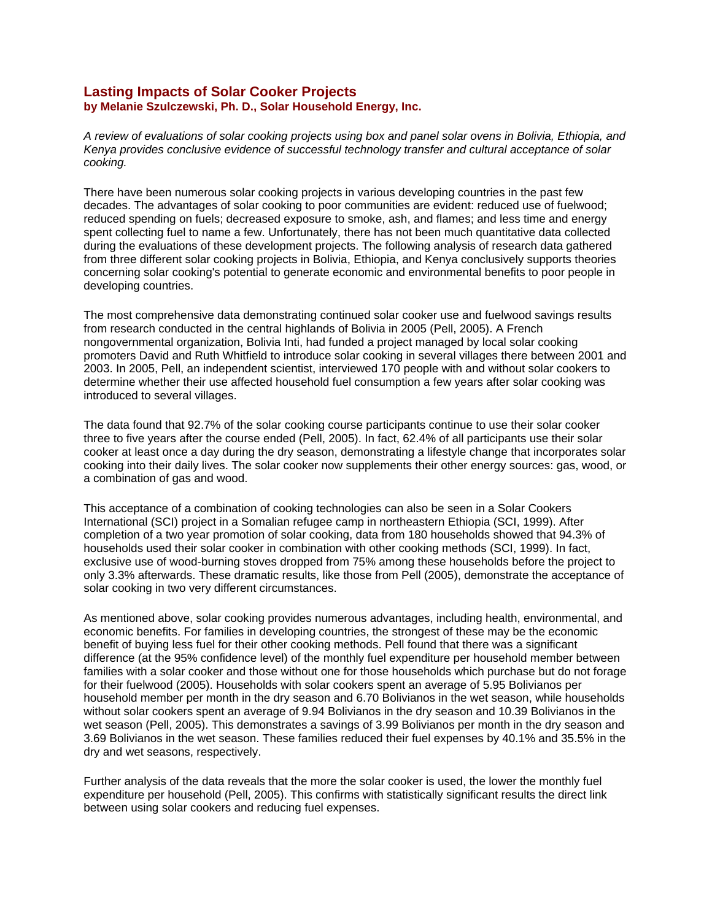# Lasting Impacts of Solar Cooker Projects

**by Melanie Szulczewski, Ph. D., Solar Household Energy, Inc.**

*A review of evaluations of solar cooking projects using box and panel solar ovens in Bolivia, Ethiopia, and Kenya provides conclusive evidence of successful technology transfer and cultural acceptance of solar cooking.*

There have been numerous solar cooking projects in various developing countries in the past few decades. The advantages of solar cooking to poor communities are evident: reduced use of fuelwood; reduced spending on fuels; decreased exposure to smoke, ash, and flames; and less time and energy spent collecting fuel to name a few. Unfortunately, there has not been much quantitative data collected during the evaluations of these development projects. The following analysis of research data gathered from three different solar cooking projects in Bolivia, Ethiopia, and Kenya conclusively supports theories concerning solar cooking's potential to generate economic and environmental benefits to poor people in developing countries.

The most comprehensive data demonstrating continued solar cooker use and fuelwood savings results from research conducted in the central highlands of Bolivia in 2005 (Pell, 2005). A French nongovernmental organization, Bolivia Inti, had funded a project managed by local solar cooking promoters David and Ruth Whitfield to introduce solar cooking in several villages there between 2001 and 2003. In 2005, Pell, an independent scientist, interviewed 170 people with and without solar cookers to determine whether their use affected household fuel consumption a few years after solar cooking was introduced to several villages.

The data found that 92.7% of the solar cooking course participants continue to use their solar cooker three to five years after the course ended (Pell, 2005). In fact, 62.4% of all participants use their solar cooker at least once a day during the dry season, demonstrating a lifestyle change that incorporates solar cooking into their daily lives. The solar cooker now supplements their other energy sources: gas, wood, or a combination of gas and wood.

This acceptance of a combination of cooking technologies can also be seen in a Solar Cookers International (SCI) project in a Somalian refugee camp in northeastern Ethiopia (SCI, 1999). After completion of a two year promotion of solar cooking, data from 180 households showed that 94.3% of households used their solar cooker in combination with other cooking methods (SCI, 1999). In fact, exclusive use of wood-burning stoves dropped from 75% among these households before the project to only 3.3% afterwards. These dramatic results, like those from Pell (2005), demonstrate the acceptance of solar cooking in two very different circumstances.

As mentioned above, solar cooking provides numerous advantages, including health, environmental, and economic benefits. For families in developing countries, the strongest of these may be the economic benefit of buying less fuel for their other cooking methods. Pell found that there was a significant difference (at the 95% confidence level) of the monthly fuel expenditure per household member between families with a solar cooker and those without one for those households which purchase but do not forage for their fuelwood (2005). Households with solar cookers spent an average of 5.95 Bolivianos per household member per month in the dry season and 6.70 Bolivianos in the wet season, while households without solar cookers spent an average of 9.94 Bolivianos in the dry season and 10.39 Bolivianos in the wet season (Pell, 2005). This demonstrates a savings of 3.99 Bolivianos per month in the dry season and 3.69 Bolivianos in the wet season. These families reduced their fuel expenses by 40.1% and 35.5% in the dry and wet seasons, respectively.

Further analysis of the data reveals that the more the solar cooker is used, the lower the monthly fuel expenditure per household (Pell, 2005). This confirms with statistically significant results the direct link between using solar cookers and reducing fuel expenses.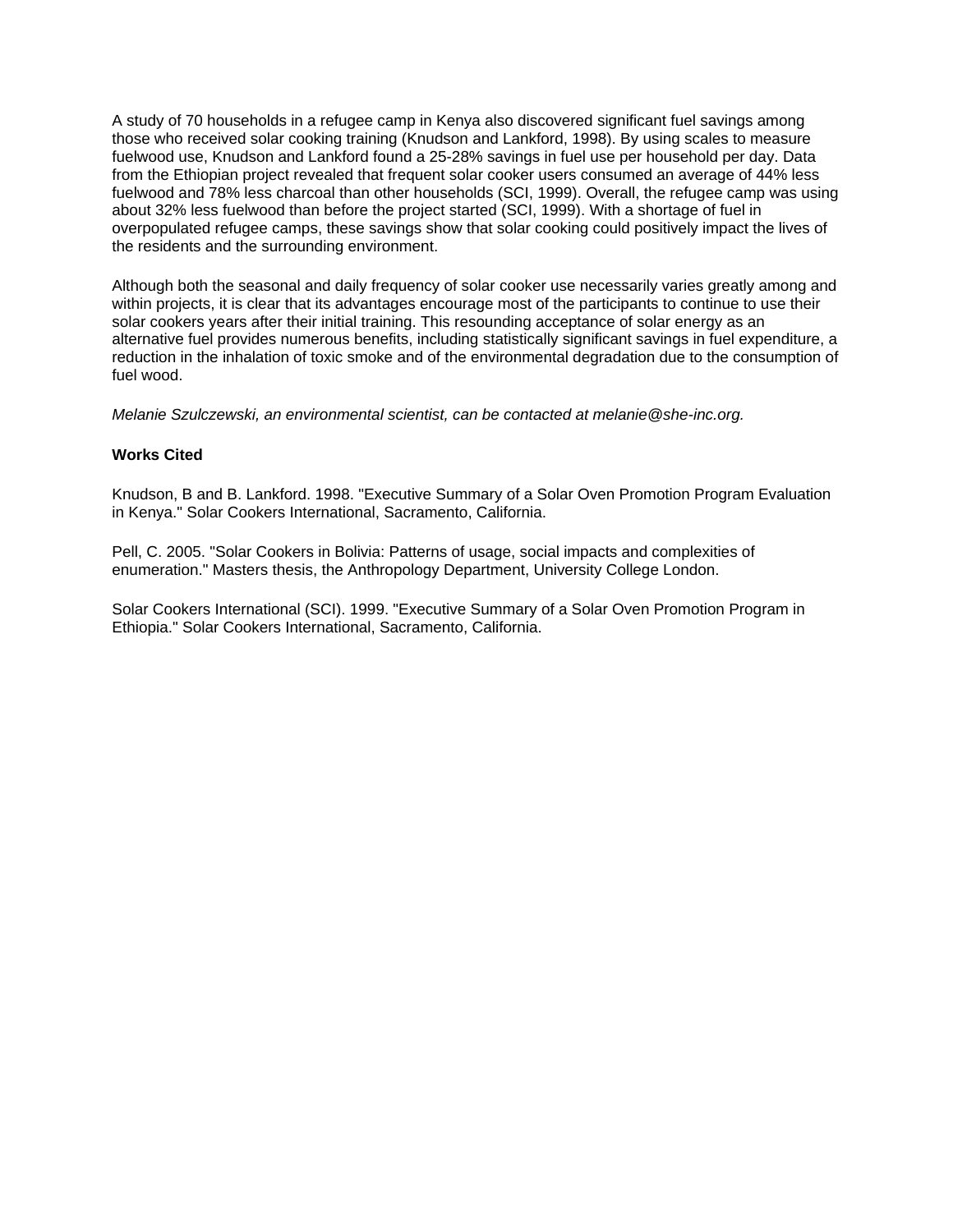A study of 70 households in a refugee camp in Kenya also discovered significant fuel savings among those who received solar cooking training (Knudson and Lankford, 1998). By using scales to measure fuelwood use, Knudson and Lankford found a 25-28% savings in fuel use per household per day. Data from the Ethiopian project revealed that frequent solar cooker users consumed an average of 44% less fuelwood and 78% less charcoal than other households (SCI, 1999). Overall, the refugee camp was using about 32% less fuelwood than before the project started (SCI, 1999). With a shortage of fuel in overpopulated refugee camps, these savings show that solar cooking could positively impact the lives of the residents and the surrounding environment.

Although both the seasonal and daily frequency of solar cooker use necessarily varies greatly among and within projects, it is clear that its advantages encourage most of the participants to continue to use their solar cookers years after their initial training. This resounding acceptance of solar energy as an alternative fuel provides numerous benefits, including statistically significant savings in fuel expenditure, a reduction in the inhalation of toxic smoke and of the environmental degradation due to the consumption of fuel wood.

*Melanie Szulczewski, an environmental scientist, can be contacted at melanie@she-inc.org.*

**Works Cited**

Knudson, B and B. Lankford. 1998. "Executive Summary of a Solar Oven Promotion Program Evaluation in Kenya." Solar Cookers International, Sacramento, California.

Pell, C. 2005. "Solar Cookers in Bolivia: Patterns of usage, social impacts and complexities of enumeration." Masters thesis, the Anthropology Department, University College London.

Solar Cookers International (SCI). 1999. "Executive Summary of a Solar Oven Promotion Program in Ethiopia." Solar Cookers International, Sacramento, California.